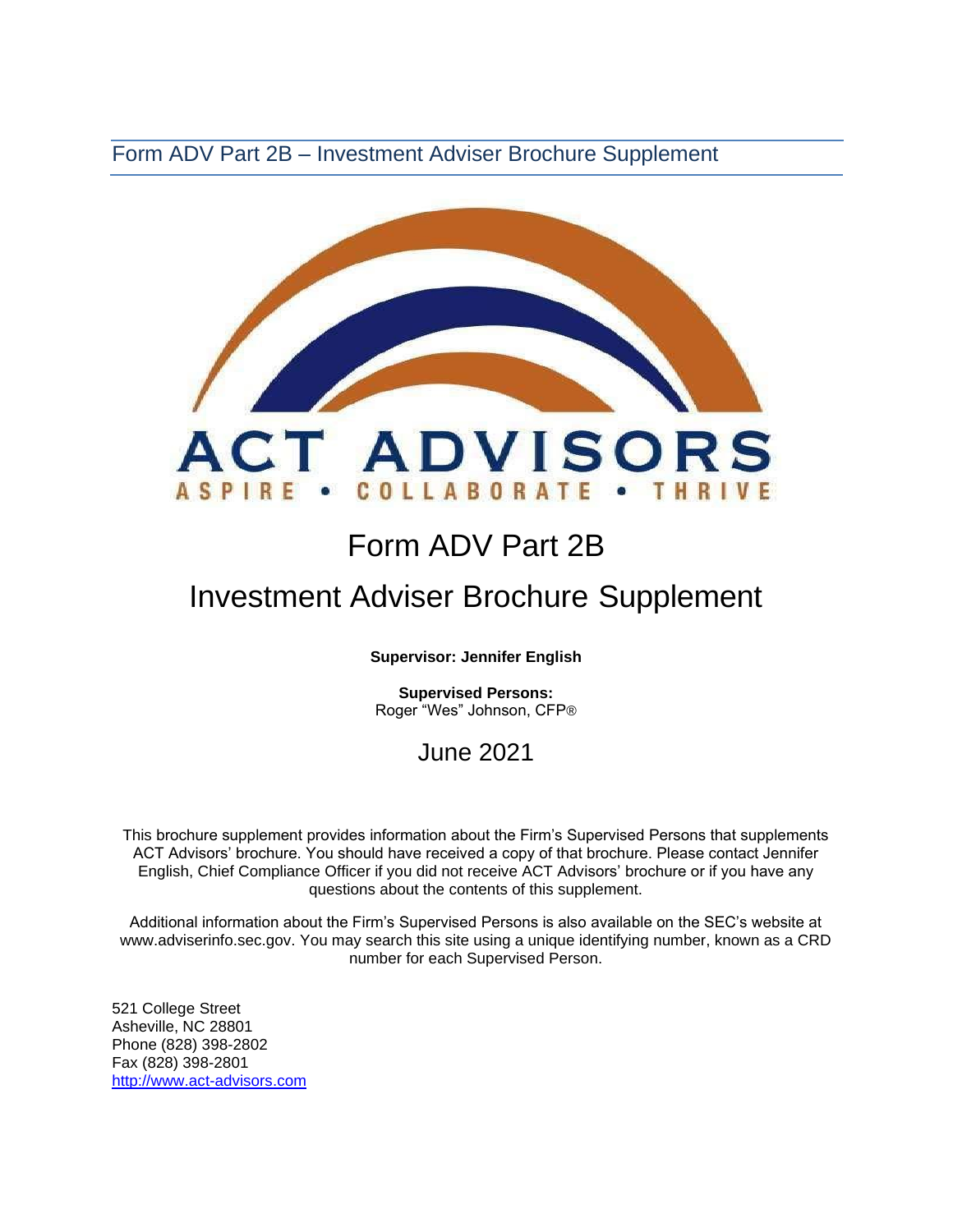Form ADV Part 2B – Investment Adviser Brochure Supplement

ACT ADVISORS

ASPIRE • COLLABORATE • THRIVE

# Form ADV Part 2B

# Investment Adviser Brochure Supplement

**Supervisor: Jennifer English**

**Supervised Persons:**
Roger "Wes" Johnson, CFP®

## June 2021

This brochure supplement provides information about the Firm's Supervised Persons that supplements ACT Advisors' brochure. You should have received a copy of that brochure. Please contact Jennifer English, Chief Compliance Officer if you did not receive ACT Advisors' brochure or if you have any questions about the contents of this supplement.

Additional information about the Firm's Supervised Persons is also available on the SEC's website at www.adviserinfo.sec.gov. You may search this site using a unique identifying number, known as a CRD number for each Supervised Person.

521 College Street
Asheville, NC 28801
Phone (828) 398-2802
Fax (828) 398-2801
[http://www.act-advisors.com](http://www.act-advisors.com)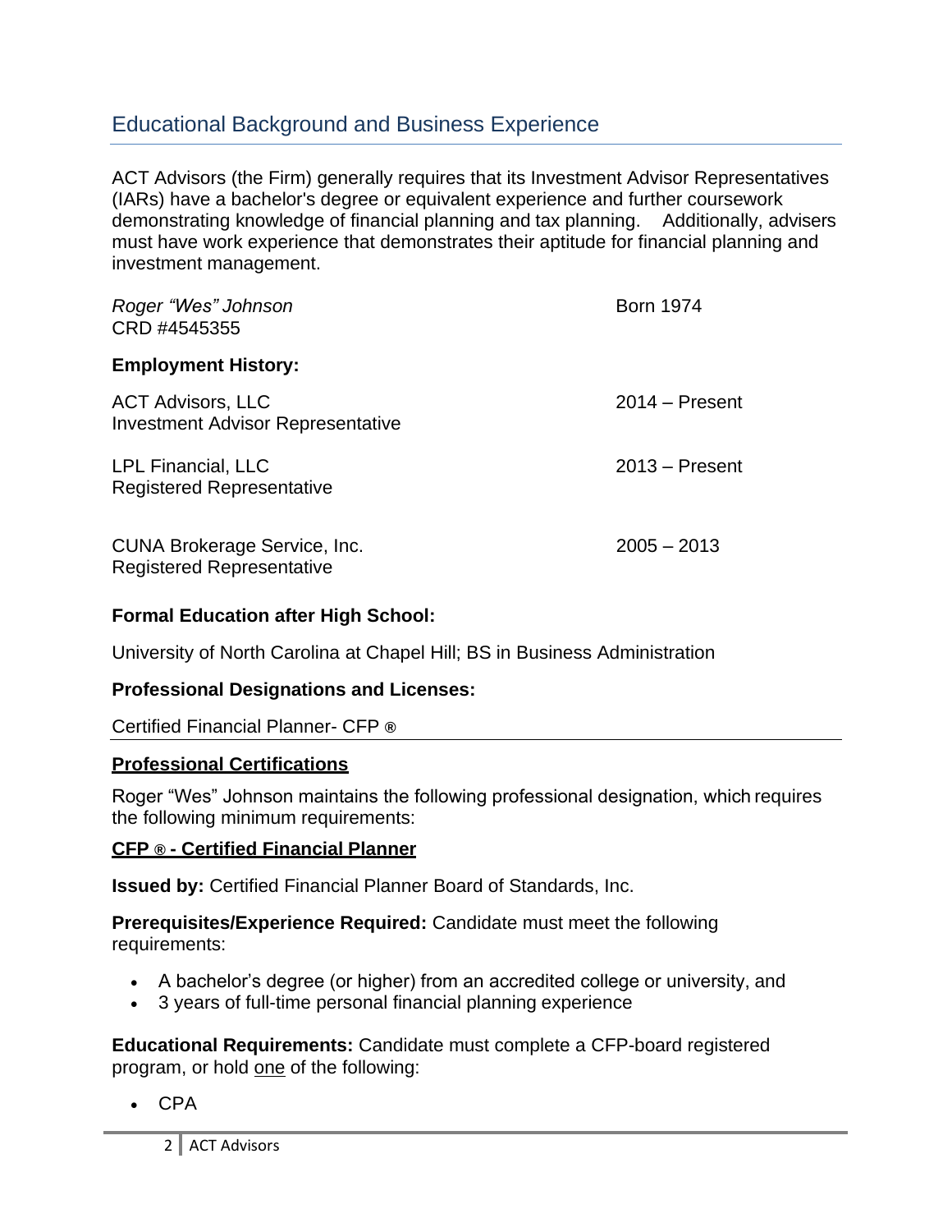## Educational Background and Business Experience

ACT Advisors (the Firm) generally requires that its Investment Advisor Representatives (IARs) have a bachelor's degree or equivalent experience and further coursework demonstrating knowledge of financial planning and tax planning. Additionally, advisers must have work experience that demonstrates their aptitude for financial planning and investment management.

*Roger "Wes" Johnson* — Born 1974
CRD #4545355

**Employment History:**

ACT Advisors, LLC — 2014 – Present
Investment Advisor Representative

LPL Financial, LLC — 2013 – Present
Registered Representative

CUNA Brokerage Service, Inc. — 2005 – 2013
Registered Representative

**Formal Education after High School:**

University of North Carolina at Chapel Hill; BS in Business Administration

**Professional Designations and Licenses:**

Certified Financial Planner- CFP ®

**Professional Certifications**

Roger "Wes" Johnson maintains the following professional designation, which requires the following minimum requirements:

**CFP ® - Certified Financial Planner**

**Issued by:** Certified Financial Planner Board of Standards, Inc.

**Prerequisites/Experience Required:** Candidate must meet the following requirements:

- A bachelor's degree (or higher) from an accredited college or university, and
- 3 years of full-time personal financial planning experience

**Educational Requirements:** Candidate must complete a CFP-board registered program, or hold one of the following:

- CPA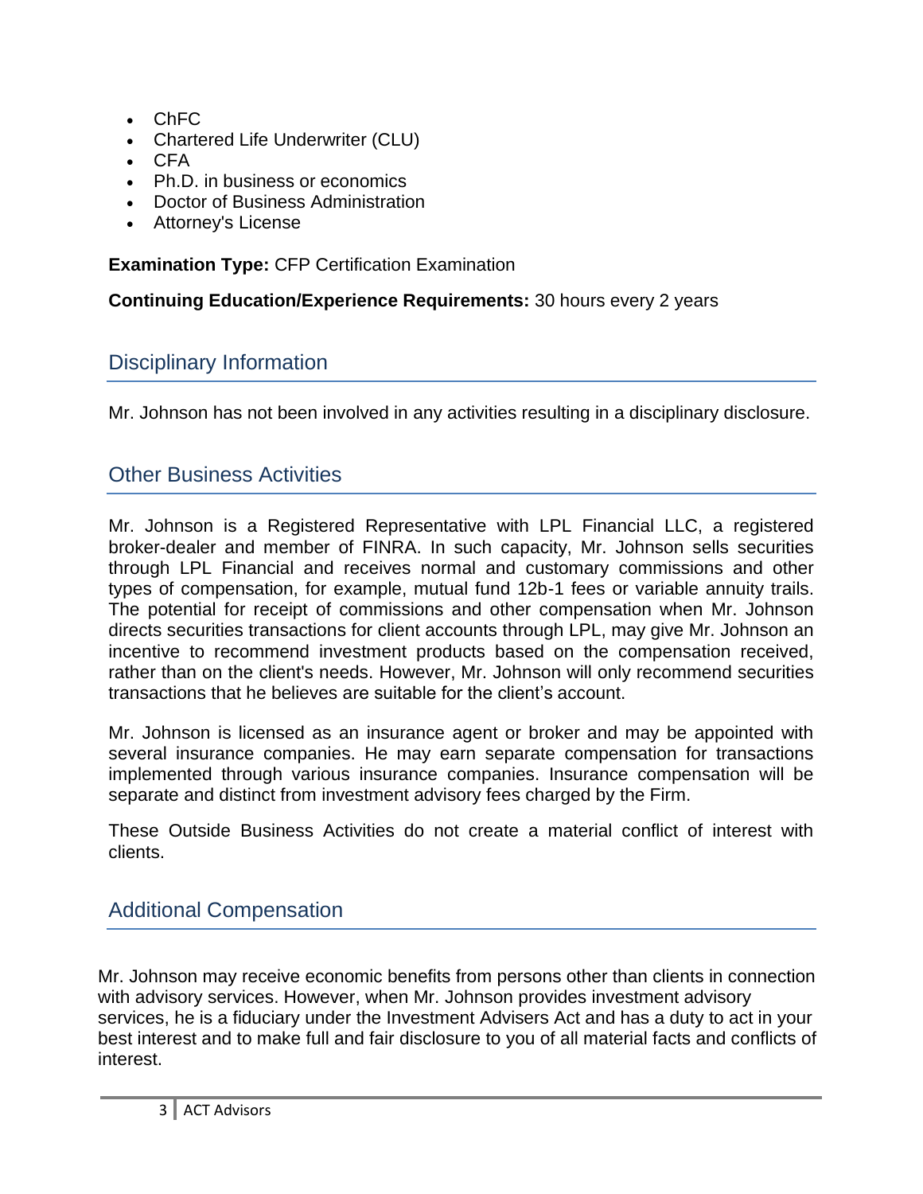- ChFC
- Chartered Life Underwriter (CLU)
- CFA
- Ph.D. in business or economics
- Doctor of Business Administration
- Attorney's License

**Examination Type:** CFP Certification Examination

**Continuing Education/Experience Requirements:** 30 hours every 2 years

## Disciplinary Information

Mr. Johnson has not been involved in any activities resulting in a disciplinary disclosure.

## Other Business Activities

Mr. Johnson is a Registered Representative with LPL Financial LLC, a registered broker-dealer and member of FINRA. In such capacity, Mr. Johnson sells securities through LPL Financial and receives normal and customary commissions and other types of compensation, for example, mutual fund 12b-1 fees or variable annuity trails. The potential for receipt of commissions and other compensation when Mr. Johnson directs securities transactions for client accounts through LPL, may give Mr. Johnson an incentive to recommend investment products based on the compensation received, rather than on the client's needs. However, Mr. Johnson will only recommend securities transactions that he believes are suitable for the client's account.

Mr. Johnson is licensed as an insurance agent or broker and may be appointed with several insurance companies. He may earn separate compensation for transactions implemented through various insurance companies. Insurance compensation will be separate and distinct from investment advisory fees charged by the Firm.

These Outside Business Activities do not create a material conflict of interest with clients.

## Additional Compensation

Mr. Johnson may receive economic benefits from persons other than clients in connection with advisory services. However, when Mr. Johnson provides investment advisory services, he is a fiduciary under the Investment Advisers Act and has a duty to act in your best interest and to make full and fair disclosure to you of all material facts and conflicts of interest.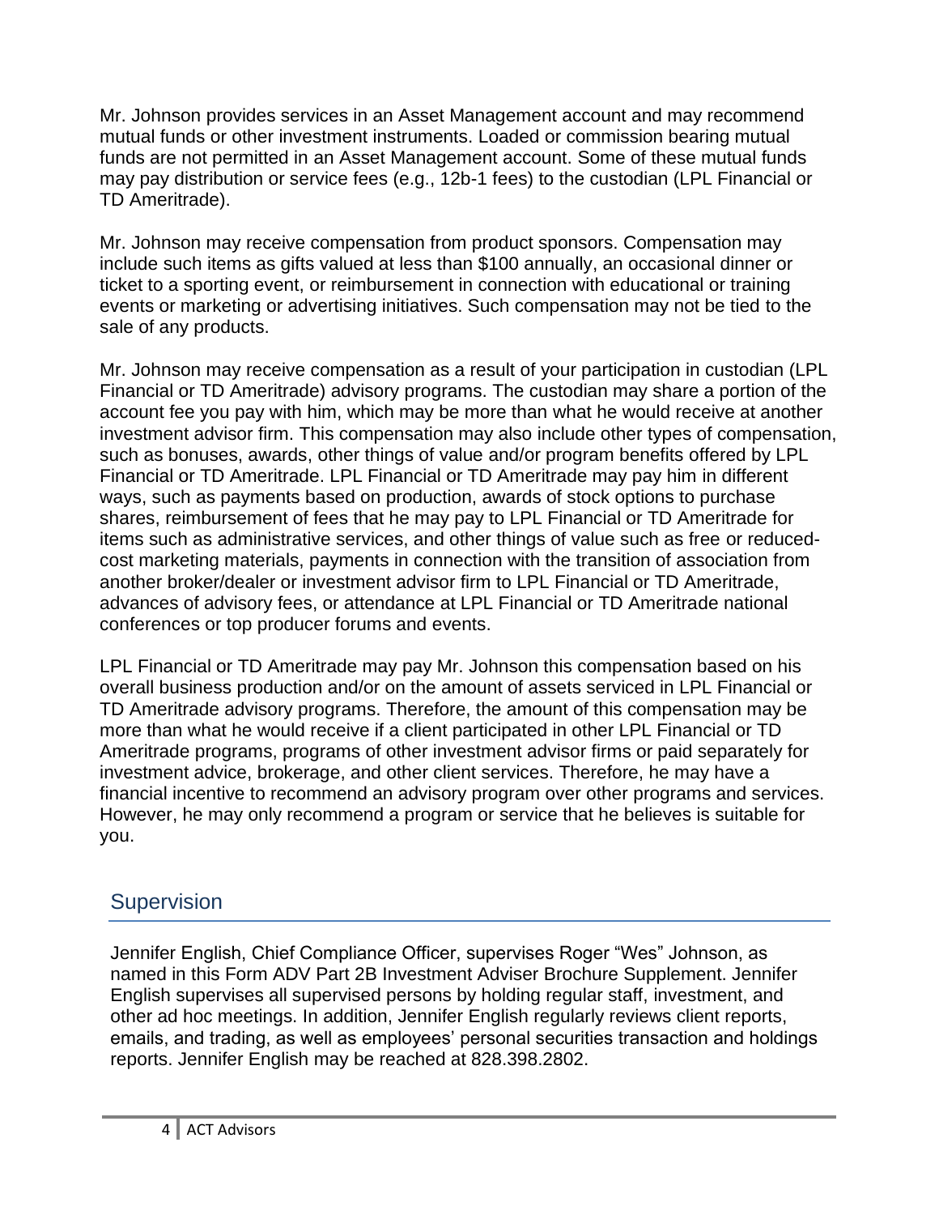Mr. Johnson provides services in an Asset Management account and may recommend mutual funds or other investment instruments. Loaded or commission bearing mutual funds are not permitted in an Asset Management account. Some of these mutual funds may pay distribution or service fees (e.g., 12b-1 fees) to the custodian (LPL Financial or TD Ameritrade).

Mr. Johnson may receive compensation from product sponsors. Compensation may include such items as gifts valued at less than $100 annually, an occasional dinner or ticket to a sporting event, or reimbursement in connection with educational or training events or marketing or advertising initiatives. Such compensation may not be tied to the sale of any products.

Mr. Johnson may receive compensation as a result of your participation in custodian (LPL Financial or TD Ameritrade) advisory programs. The custodian may share a portion of the account fee you pay with him, which may be more than what he would receive at another investment advisor firm. This compensation may also include other types of compensation, such as bonuses, awards, other things of value and/or program benefits offered by LPL Financial or TD Ameritrade. LPL Financial or TD Ameritrade may pay him in different ways, such as payments based on production, awards of stock options to purchase shares, reimbursement of fees that he may pay to LPL Financial or TD Ameritrade for items such as administrative services, and other things of value such as free or reduced-cost marketing materials, payments in connection with the transition of association from another broker/dealer or investment advisor firm to LPL Financial or TD Ameritrade, advances of advisory fees, or attendance at LPL Financial or TD Ameritrade national conferences or top producer forums and events.

LPL Financial or TD Ameritrade may pay Mr. Johnson this compensation based on his overall business production and/or on the amount of assets serviced in LPL Financial or TD Ameritrade advisory programs. Therefore, the amount of this compensation may be more than what he would receive if a client participated in other LPL Financial or TD Ameritrade programs, programs of other investment advisor firms or paid separately for investment advice, brokerage, and other client services. Therefore, he may have a financial incentive to recommend an advisory program over other programs and services. However, he may only recommend a program or service that he believes is suitable for you.

## Supervision

Jennifer English, Chief Compliance Officer, supervises Roger "Wes" Johnson, as named in this Form ADV Part 2B Investment Adviser Brochure Supplement. Jennifer English supervises all supervised persons by holding regular staff, investment, and other ad hoc meetings. In addition, Jennifer English regularly reviews client reports, emails, and trading, as well as employees' personal securities transaction and holdings reports. Jennifer English may be reached at 828.398.2802.